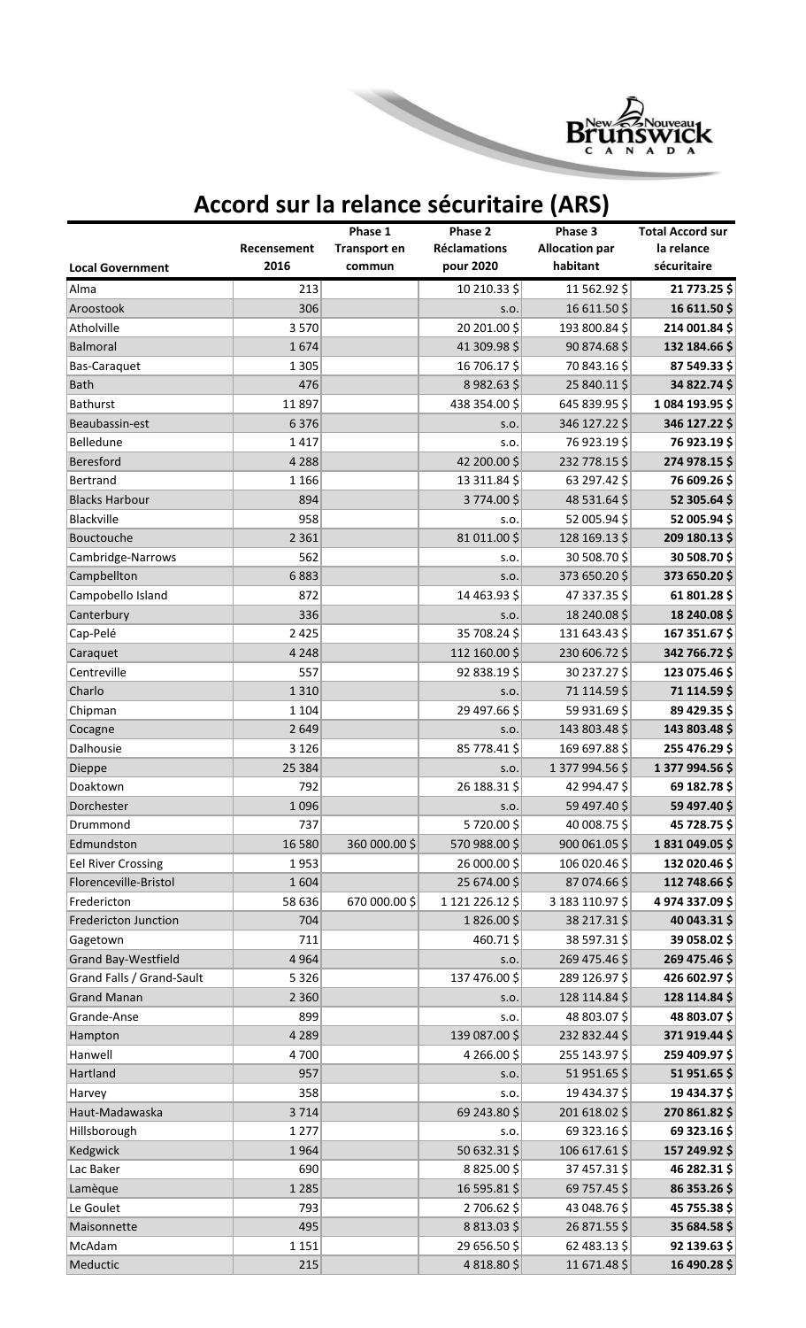# Accord sur la relance sécuritaire (ARS)

| Local Government | Recensement 2016 | Phase 1 Transport en commun | Phase 2 Réclamations pour 2020 | Phase 3 Allocation par habitant | Total Accord sur la relance sécuritaire |
|---|---|---|---|---|---|
| Alma | 213 | | 10 210.33 $ | 11 562.92 $ | **21 773.25 $** |
| Aroostook | 306 | | s.o. | 16 611.50 $ | **16 611.50 $** |
| Atholville | 3 570 | | 20 201.00 $ | 193 800.84 $ | **214 001.84 $** |
| Balmoral | 1 674 | | 41 309.98 $ | 90 874.68 $ | **132 184.66 $** |
| Bas-Caraquet | 1 305 | | 16 706.17 $ | 70 843.16 $ | **87 549.33 $** |
| Bath | 476 | | 8 982.63 $ | 25 840.11 $ | **34 822.74 $** |
| Bathurst | 11 897 | | 438 354.00 $ | 645 839.95 $ | **1 084 193.95 $** |
| Beaubassin-est | 6 376 | | s.o. | 346 127.22 $ | **346 127.22 $** |
| Belledune | 1 417 | | s.o. | 76 923.19 $ | **76 923.19 $** |
| Beresford | 4 288 | | 42 200.00 $ | 232 778.15 $ | **274 978.15 $** |
| Bertrand | 1 166 | | 13 311.84 $ | 63 297.42 $ | **76 609.26 $** |
| Blacks Harbour | 894 | | 3 774.00 $ | 48 531.64 $ | **52 305.64 $** |
| Blackville | 958 | | s.o. | 52 005.94 $ | **52 005.94 $** |
| Bouctouche | 2 361 | | 81 011.00 $ | 128 169.13 $ | **209 180.13 $** |
| Cambridge-Narrows | 562 | | s.o. | 30 508.70 $ | **30 508.70 $** |
| Campbellton | 6 883 | | s.o. | 373 650.20 $ | **373 650.20 $** |
| Campobello Island | 872 | | 14 463.93 $ | 47 337.35 $ | **61 801.28 $** |
| Canterbury | 336 | | s.o. | 18 240.08 $ | **18 240.08 $** |
| Cap-Pelé | 2 425 | | 35 708.24 $ | 131 643.43 $ | **167 351.67 $** |
| Caraquet | 4 248 | | 112 160.00 $ | 230 606.72 $ | **342 766.72 $** |
| Centreville | 557 | | 92 838.19 $ | 30 237.27 $ | **123 075.46 $** |
| Charlo | 1 310 | | s.o. | 71 114.59 $ | **71 114.59 $** |
| Chipman | 1 104 | | 29 497.66 $ | 59 931.69 $ | **89 429.35 $** |
| Cocagne | 2 649 | | s.o. | 143 803.48 $ | **143 803.48 $** |
| Dalhousie | 3 126 | | 85 778.41 $ | 169 697.88 $ | **255 476.29 $** |
| Dieppe | 25 384 | | s.o. | 1 377 994.56 $ | **1 377 994.56 $** |
| Doaktown | 792 | | 26 188.31 $ | 42 994.47 $ | **69 182.78 $** |
| Dorchester | 1 096 | | s.o. | 59 497.40 $ | **59 497.40 $** |
| Drummond | 737 | | 5 720.00 $ | 40 008.75 $ | **45 728.75 $** |
| Edmundston | 16 580 | 360 000.00 $ | 570 988.00 $ | 900 061.05 $ | **1 831 049.05 $** |
| Eel River Crossing | 1 953 | | 26 000.00 $ | 106 020.46 $ | **132 020.46 $** |
| Florenceville-Bristol | 1 604 | | 25 674.00 $ | 87 074.66 $ | **112 748.66 $** |
| Fredericton | 58 636 | 670 000.00 $ | 1 121 226.12 $ | 3 183 110.97 $ | **4 974 337.09 $** |
| Fredericton Junction | 704 | | 1 826.00 $ | 38 217.31 $ | **40 043.31 $** |
| Gagetown | 711 | | 460.71 $ | 38 597.31 $ | **39 058.02 $** |
| Grand Bay-Westfield | 4 964 | | s.o. | 269 475.46 $ | **269 475.46 $** |
| Grand Falls / Grand-Sault | 5 326 | | 137 476.00 $ | 289 126.97 $ | **426 602.97 $** |
| Grand Manan | 2 360 | | s.o. | 128 114.84 $ | **128 114.84 $** |
| Grande-Anse | 899 | | s.o. | 48 803.07 $ | **48 803.07 $** |
| Hampton | 4 289 | | 139 087.00 $ | 232 832.44 $ | **371 919.44 $** |
| Hanwell | 4 700 | | 4 266.00 $ | 255 143.97 $ | **259 409.97 $** |
| Hartland | 957 | | s.o. | 51 951.65 $ | **51 951.65 $** |
| Harvey | 358 | | s.o. | 19 434.37 $ | **19 434.37 $** |
| Haut-Madawaska | 3 714 | | 69 243.80 $ | 201 618.02 $ | **270 861.82 $** |
| Hillsborough | 1 277 | | s.o. | 69 323.16 $ | **69 323.16 $** |
| Kedgwick | 1 964 | | 50 632.31 $ | 106 617.61 $ | **157 249.92 $** |
| Lac Baker | 690 | | 8 825.00 $ | 37 457.31 $ | **46 282.31 $** |
| Lamèque | 1 285 | | 16 595.81 $ | 69 757.45 $ | **86 353.26 $** |
| Le Goulet | 793 | | 2 706.62 $ | 43 048.76 $ | **45 755.38 $** |
| Maisonnette | 495 | | 8 813.03 $ | 26 871.55 $ | **35 684.58 $** |
| McAdam | 1 151 | | 29 656.50 $ | 62 483.13 $ | **92 139.63 $** |
| Meductic | 215 | | 4 818.80 $ | 11 671.48 $ | **16 490.28 $** |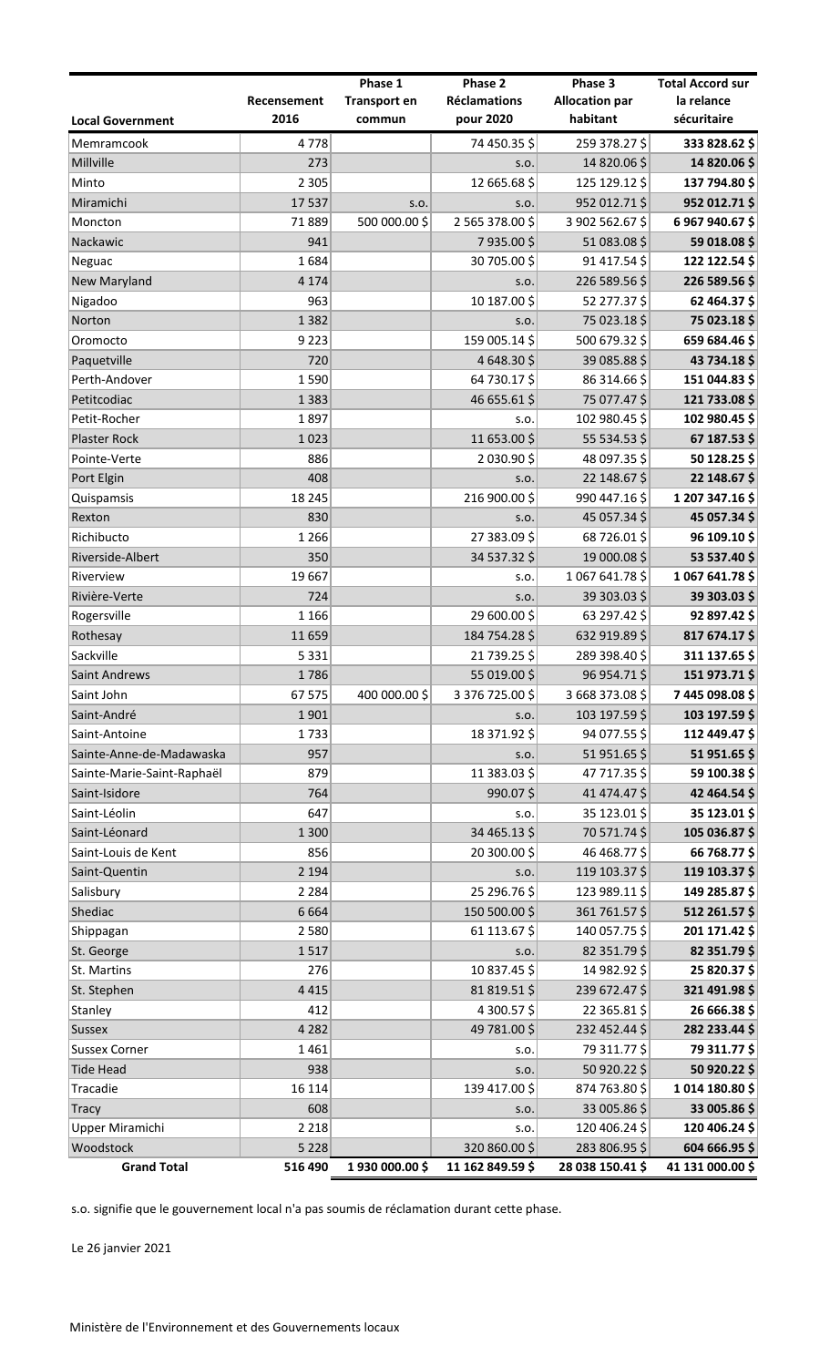| Local Government | Recensement 2016 | Phase 1 Transport en commun | Phase 2 Réclamations pour 2020 | Phase 3 Allocation par habitant | Total Accord sur la relance sécuritaire |
|---|---|---|---|---|---|
| Memramcook | 4 778 | | 74 450.35 $ | 259 378.27 $ | **333 828.62 $** |
| Millville | 273 | | s.o. | 14 820.06 $ | **14 820.06 $** |
| Minto | 2 305 | | 12 665.68 $ | 125 129.12 $ | **137 794.80 $** |
| Miramichi | 17 537 | s.o. | s.o. | 952 012.71 $ | **952 012.71 $** |
| Moncton | 71 889 | 500 000.00 $ | 2 565 378.00 $ | 3 902 562.67 $ | **6 967 940.67 $** |
| Nackawic | 941 | | 7 935.00 $ | 51 083.08 $ | **59 018.08 $** |
| Neguac | 1 684 | | 30 705.00 $ | 91 417.54 $ | **122 122.54 $** |
| New Maryland | 4 174 | | s.o. | 226 589.56 $ | **226 589.56 $** |
| Nigadoo | 963 | | 10 187.00 $ | 52 277.37 $ | **62 464.37 $** |
| Norton | 1 382 | | s.o. | 75 023.18 $ | **75 023.18 $** |
| Oromocto | 9 223 | | 159 005.14 $ | 500 679.32 $ | **659 684.46 $** |
| Paquetville | 720 | | 4 648.30 $ | 39 085.88 $ | **43 734.18 $** |
| Perth-Andover | 1 590 | | 64 730.17 $ | 86 314.66 $ | **151 044.83 $** |
| Petitcodiac | 1 383 | | 46 655.61 $ | 75 077.47 $ | **121 733.08 $** |
| Petit-Rocher | 1 897 | | s.o. | 102 980.45 $ | **102 980.45 $** |
| Plaster Rock | 1 023 | | 11 653.00 $ | 55 534.53 $ | **67 187.53 $** |
| Pointe-Verte | 886 | | 2 030.90 $ | 48 097.35 $ | **50 128.25 $** |
| Port Elgin | 408 | | s.o. | 22 148.67 $ | **22 148.67 $** |
| Quispamsis | 18 245 | | 216 900.00 $ | 990 447.16 $ | **1 207 347.16 $** |
| Rexton | 830 | | s.o. | 45 057.34 $ | **45 057.34 $** |
| Richibucto | 1 266 | | 27 383.09 $ | 68 726.01 $ | **96 109.10 $** |
| Riverside-Albert | 350 | | 34 537.32 $ | 19 000.08 $ | **53 537.40 $** |
| Riverview | 19 667 | | s.o. | 1 067 641.78 $ | **1 067 641.78 $** |
| Rivière-Verte | 724 | | s.o. | 39 303.03 $ | **39 303.03 $** |
| Rogersville | 1 166 | | 29 600.00 $ | 63 297.42 $ | **92 897.42 $** |
| Rothesay | 11 659 | | 184 754.28 $ | 632 919.89 $ | **817 674.17 $** |
| Sackville | 5 331 | | 21 739.25 $ | 289 398.40 $ | **311 137.65 $** |
| Saint Andrews | 1 786 | | 55 019.00 $ | 96 954.71 $ | **151 973.71 $** |
| Saint John | 67 575 | 400 000.00 $ | 3 376 725.00 $ | 3 668 373.08 $ | **7 445 098.08 $** |
| Saint-André | 1 901 | | s.o. | 103 197.59 $ | **103 197.59 $** |
| Saint-Antoine | 1 733 | | 18 371.92 $ | 94 077.55 $ | **112 449.47 $** |
| Sainte-Anne-de-Madawaska | 957 | | s.o. | 51 951.65 $ | **51 951.65 $** |
| Sainte-Marie-Saint-Raphaël | 879 | | 11 383.03 $ | 47 717.35 $ | **59 100.38 $** |
| Saint-Isidore | 764 | | 990.07 $ | 41 474.47 $ | **42 464.54 $** |
| Saint-Léolin | 647 | | s.o. | 35 123.01 $ | **35 123.01 $** |
| Saint-Léonard | 1 300 | | 34 465.13 $ | 70 571.74 $ | **105 036.87 $** |
| Saint-Louis de Kent | 856 | | 20 300.00 $ | 46 468.77 $ | **66 768.77 $** |
| Saint-Quentin | 2 194 | | s.o. | 119 103.37 $ | **119 103.37 $** |
| Salisbury | 2 284 | | 25 296.76 $ | 123 989.11 $ | **149 285.87 $** |
| Shediac | 6 664 | | 150 500.00 $ | 361 761.57 $ | **512 261.57 $** |
| Shippagan | 2 580 | | 61 113.67 $ | 140 057.75 $ | **201 171.42 $** |
| St. George | 1 517 | | s.o. | 82 351.79 $ | **82 351.79 $** |
| St. Martins | 276 | | 10 837.45 $ | 14 982.92 $ | **25 820.37 $** |
| St. Stephen | 4 415 | | 81 819.51 $ | 239 672.47 $ | **321 491.98 $** |
| Stanley | 412 | | 4 300.57 $ | 22 365.81 $ | **26 666.38 $** |
| Sussex | 4 282 | | 49 781.00 $ | 232 452.44 $ | **282 233.44 $** |
| Sussex Corner | 1 461 | | s.o. | 79 311.77 $ | **79 311.77 $** |
| Tide Head | 938 | | s.o. | 50 920.22 $ | **50 920.22 $** |
| Tracadie | 16 114 | | 139 417.00 $ | 874 763.80 $ | **1 014 180.80 $** |
| Tracy | 608 | | s.o. | 33 005.86 $ | **33 005.86 $** |
| Upper Miramichi | 2 218 | | s.o. | 120 406.24 $ | **120 406.24 $** |
| Woodstock | 5 228 | | 320 860.00 $ | 283 806.95 $ | **604 666.95 $** |
| **Grand Total** | **516 490** | **1 930 000.00 $** | **11 162 849.59 $** | **28 038 150.41 $** | **41 131 000.00 $** |

s.o. signifie que le gouvernement local n'a pas soumis de réclamation durant cette phase.

Le 26 janvier 2021

Ministère de l'Environnement et des Gouvernements locaux